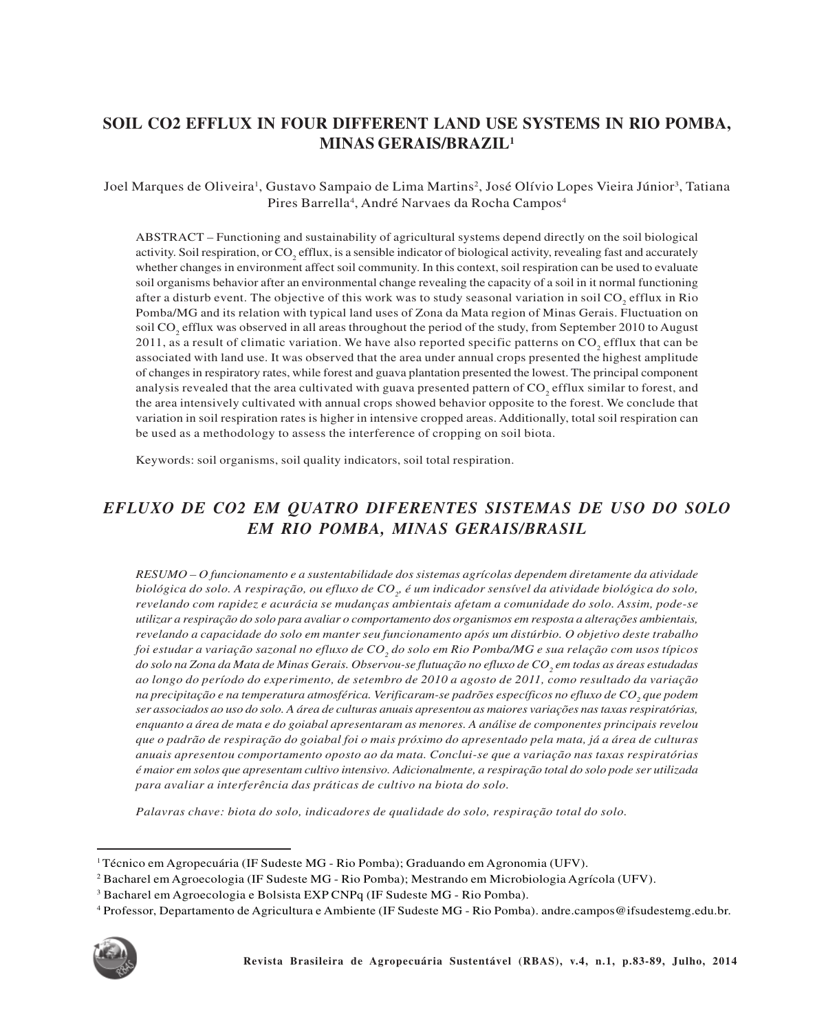# SOIL CO2 EFFLUX IN FOUR DIFFERENT LAND USE SYSTEMS IN RIO POMBA, MINAS GERAIS/BRAZIL[1]

Joel Marques de Oliveira[1], Gustavo Sampaio de Lima Martins[2], José Olívio Lopes Vieira Júnior[3], Tatiana Pires Barrella[4], André Narvaes da Rocha Campos[4]

ABSTRACT – Functioning and sustainability of agricultural systems depend directly on the soil biological activity. Soil respiration, or $CO_2$ efflux, is a sensible indicator of biological activity, revealing fast and accurately whether changes in environment affect soil community. In this context, soil respiration can be used to evaluate soil organisms behavior after an environmental change revealing the capacity of a soil in it normal functioning after a disturb event. The objective of this work was to study seasonal variation in soil $CO_2$ efflux in Rio Pomba/MG and its relation with typical land uses of Zona da Mata region of Minas Gerais. Fluctuation on soil $CO_2$ efflux was observed in all areas throughout the period of the study, from September 2010 to August 2011, as a result of climatic variation. We have also reported specific patterns on $CO_2$ efflux that can be associated with land use. It was observed that the area under annual crops presented the highest amplitude of changes in respiratory rates, while forest and guava plantation presented the lowest. The principal component analysis revealed that the area cultivated with guava presented pattern of $CO_2$ efflux similar to forest, and the area intensively cultivated with annual crops showed behavior opposite to the forest. We conclude that variation in soil respiration rates is higher in intensive cropped areas. Additionally, total soil respiration can be used as a methodology to assess the interference of cropping on soil biota.

Keywords: soil organisms, soil quality indicators, soil total respiration.

# *EFLUXO DE CO2 EM QUATRO DIFERENTES SISTEMAS DE USO DO SOLO EM RIO POMBA, MINAS GERAIS/BRASIL*

*RESUMO – O funcionamento e a sustentabilidade dos sistemas agrícolas dependem diretamente da atividade biológica do solo. A respiração, ou efluxo de $CO_2$, é um indicador sensível da atividade biológica do solo, revelando com rapidez e acurácia se mudanças ambientais afetam a comunidade do solo. Assim, pode-se utilizar a respiração do solo para avaliar o comportamento dos organismos em resposta a alterações ambientais, revelando a capacidade do solo em manter seu funcionamento após um distúrbio. O objetivo deste trabalho foi estudar a variação sazonal no efluxo de $CO_2$ do solo em Rio Pomba/MG e sua relação com usos típicos do solo na Zona da Mata de Minas Gerais. Observou-se flutuação no efluxo de $CO_2$ em todas as áreas estudadas ao longo do período do experimento, de setembro de 2010 a agosto de 2011, como resultado da variação na precipitação e na temperatura atmosférica. Verificaram-se padrões específicos no efluxo de $CO_2$ que podem ser associados ao uso do solo. A área de culturas anuais apresentou as maiores variações nas taxas respiratórias, enquanto a área de mata e do goiabal apresentaram as menores. A análise de componentes principais revelou que o padrão de respiração do goiabal foi o mais próximo do apresentado pela mata, já a área de culturas anuais apresentou comportamento oposto ao da mata. Conclui-se que a variação nas taxas respiratórias é maior em solos que apresentam cultivo intensivo. Adicionalmente, a respiração total do solo pode ser utilizada para avaliar a interferência das práticas de cultivo na biota do solo.*

*Palavras chave: biota do solo, indicadores de qualidade do solo, respiração total do solo.*

---

[1] Técnico em Agropecuária (IF Sudeste MG - Rio Pomba); Graduando em Agronomia (UFV).

[2] Bacharel em Agroecologia (IF Sudeste MG - Rio Pomba); Mestrando em Microbiologia Agrícola (UFV).

[3] Bacharel em Agroecologia e Bolsista EXP CNPq (IF Sudeste MG - Rio Pomba).

[4] Professor, Departamento de Agricultura e Ambiente (IF Sudeste MG - Rio Pomba). andre.campos@ifsudestemg.edu.br.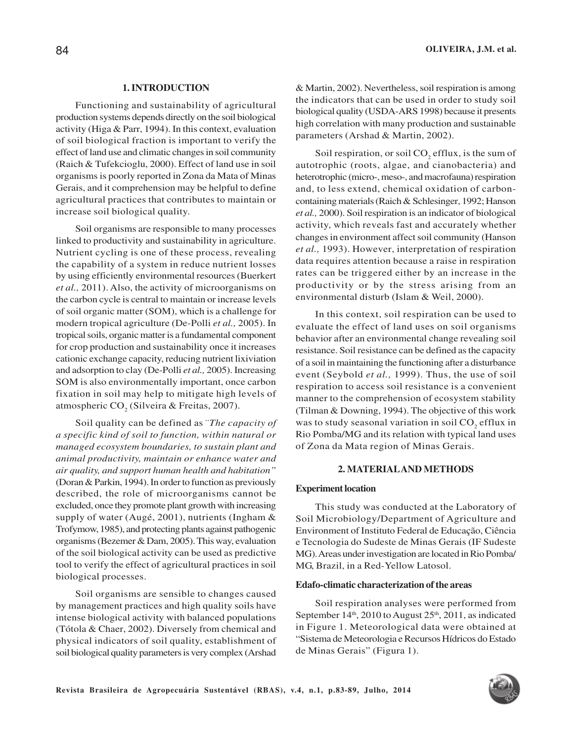## 1. INTRODUCTION

Functioning and sustainability of agricultural production systems depends directly on the soil biological activity (Higa & Parr, 1994). In this context, evaluation of soil biological fraction is important to verify the effect of land use and climatic changes in soil community (Raich & Tufekcioglu, 2000). Effect of land use in soil organisms is poorly reported in Zona da Mata of Minas Gerais, and it comprehension may be helpful to define agricultural practices that contributes to maintain or increase soil biological quality.

Soil organisms are responsible to many processes linked to productivity and sustainability in agriculture. Nutrient cycling is one of these process, revealing the capability of a system in reduce nutrient losses by using efficiently environmental resources (Buerkert *et al.,* 2011). Also, the activity of microorganisms on the carbon cycle is central to maintain or increase levels of soil organic matter (SOM), which is a challenge for modern tropical agriculture (De-Polli *et al.,* 2005). In tropical soils, organic matter is a fundamental component for crop production and sustainability once it increases cationic exchange capacity, reducing nutrient lixiviation and adsorption to clay (De-Polli *et al.,* 2005). Increasing SOM is also environmentally important, once carbon fixation in soil may help to mitigate high levels of atmospheric $CO_2$ (Silveira & Freitas, 2007).

Soil quality can be defined as *¨The capacity of a specific kind of soil to function, within natural or managed ecosystem boundaries, to sustain plant and animal productivity, maintain or enhance water and air quality, and support human health and habitation"* (Doran & Parkin, 1994). In order to function as previously described, the role of microorganisms cannot be excluded, once they promote plant growth with increasing supply of water (Augé, 2001), nutrients (Ingham & Trofymow, 1985), and protecting plants against pathogenic organisms (Bezemer & Dam, 2005). This way, evaluation of the soil biological activity can be used as predictive tool to verify the effect of agricultural practices in soil biological processes.

Soil organisms are sensible to changes caused by management practices and high quality soils have intense biological activity with balanced populations (Tótola & Chaer, 2002). Diversely from chemical and physical indicators of soil quality, establishment of soil biological quality parameters is very complex (Arshad & Martin, 2002). Nevertheless, soil respiration is among the indicators that can be used in order to study soil biological quality (USDA-ARS 1998) because it presents high correlation with many production and sustainable parameters (Arshad & Martin, 2002).

Soil respiration, or soil $CO_2$ efflux, is the sum of autotrophic (roots, algae, and cianobacteria) and heterotrophic (micro-, meso-, and macrofauna) respiration and, to less extend, chemical oxidation of carbon-containing materials (Raich & Schlesinger, 1992; Hanson *et al.,* 2000). Soil respiration is an indicator of biological activity, which reveals fast and accurately whether changes in environment affect soil community (Hanson *et al.,* 1993). However, interpretation of respiration data requires attention because a raise in respiration rates can be triggered either by an increase in the productivity or by the stress arising from an environmental disturb (Islam & Weil, 2000).

In this context, soil respiration can be used to evaluate the effect of land uses on soil organisms behavior after an environmental change revealing soil resistance. Soil resistance can be defined as the capacity of a soil in maintaining the functioning after a disturbance event (Seybold *et al.,* 1999). Thus, the use of soil respiration to access soil resistance is a convenient manner to the comprehension of ecosystem stability (Tilman & Downing, 1994). The objective of this work was to study seasonal variation in soil $CO_2$ efflux in Rio Pomba/MG and its relation with typical land uses of Zona da Mata region of Minas Gerais.

## 2. MATERIAL AND METHODS

### Experiment location

This study was conducted at the Laboratory of Soil Microbiology/Department of Agriculture and Environment of Instituto Federal de Educação, Ciência e Tecnologia do Sudeste de Minas Gerais (IF Sudeste MG). Areas under investigation are located in Rio Pomba/MG, Brazil, in a Red-Yellow Latosol.

### Edafo-climatic characterization of the areas

Soil respiration analyses were performed from September 14th, 2010 to August 25th, 2011, as indicated in Figure 1. Meteorological data were obtained at "Sistema de Meteorologia e Recursos Hídricos do Estado de Minas Gerais" (Figura 1).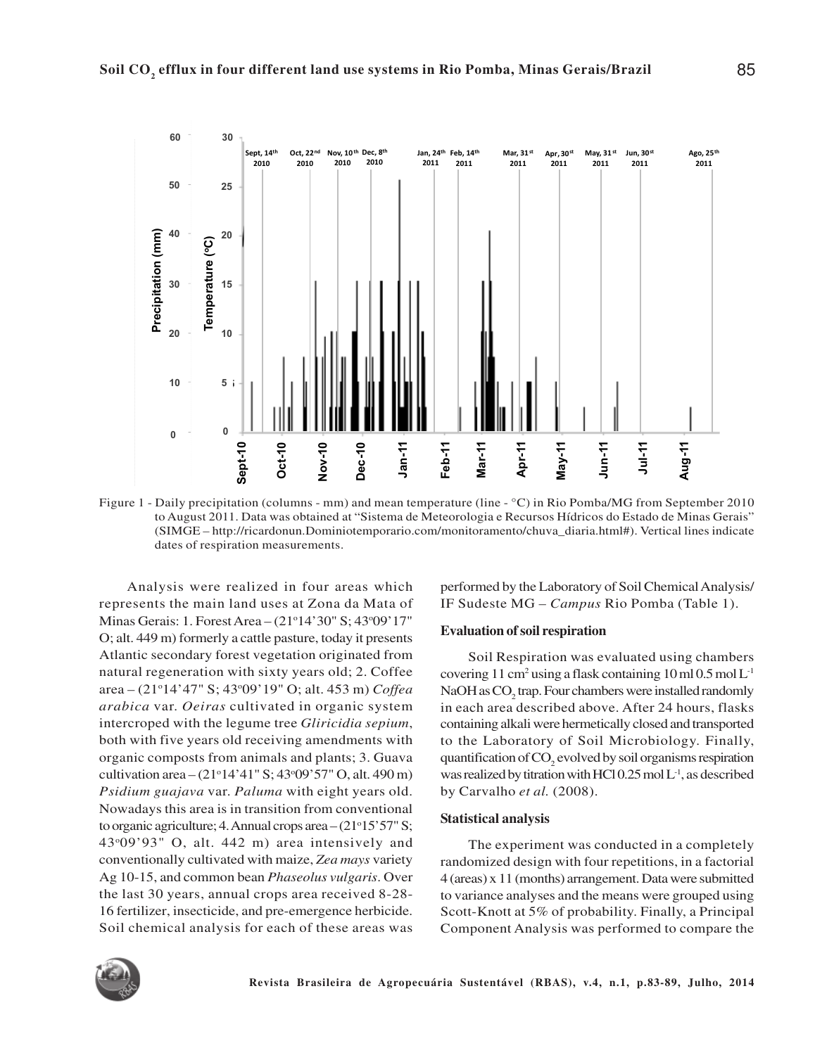Figure 1 - Daily precipitation (columns - mm) and mean temperature (line - °C) in Rio Pomba/MG from September 2010 to August 2011. Data was obtained at "Sistema de Meteorologia e Recursos Hídricos do Estado de Minas Gerais" (SIMGE – http://ricardonun.Dominiotemporario.com/monitoramento/chuva_diaria.html#). Vertical lines indicate dates of respiration measurements.

Analysis were realized in four areas which represents the main land uses at Zona da Mata of Minas Gerais: 1. Forest Area – (21°14'30" S; 43°09'17" O; alt. 449 m) formerly a cattle pasture, today it presents Atlantic secondary forest vegetation originated from natural regeneration with sixty years old; 2. Coffee area – (21°14'47" S; 43°09'19" O; alt. 453 m) *Coffea arabica* var. *Oeiras* cultivated in organic system intercroped with the legume tree *Gliricidia sepium*, both with five years old receiving amendments with organic composts from animals and plants; 3. Guava cultivation area – (21°14'41" S; 43°09'57" O, alt. 490 m) *Psidium guajava* var. *Paluma* with eight years old. Nowadays this area is in transition from conventional to organic agriculture; 4. Annual crops area – (21°15'57" S; 43°09'93" O, alt. 442 m) area intensively and conventionally cultivated with maize, *Zea mays* variety Ag 10-15, and common bean *Phaseolus vulgaris*. Over the last 30 years, annual crops area received 8-28-16 fertilizer, insecticide, and pre-emergence herbicide. Soil chemical analysis for each of these areas was performed by the Laboratory of Soil Chemical Analysis/ IF Sudeste MG – *Campus* Rio Pomba (Table 1).

### Evaluation of soil respiration

Soil Respiration was evaluated using chambers covering 11 cm$^2$ using a flask containing 10 ml 0.5 mol L$^{-1}$ NaOH as $CO_2$ trap. Four chambers were installed randomly in each area described above. After 24 hours, flasks containing alkali were hermetically closed and transported to the Laboratory of Soil Microbiology. Finally, quantification of $CO_2$ evolved by soil organisms respiration was realized by titration with HCl 0.25 mol L$^{-1}$, as described by Carvalho *et al.* (2008).

### Statistical analysis

The experiment was conducted in a completely randomized design with four repetitions, in a factorial 4 (areas) x 11 (months) arrangement. Data were submitted to variance analyses and the means were grouped using Scott-Knott at 5% of probability. Finally, a Principal Component Analysis was performed to compare the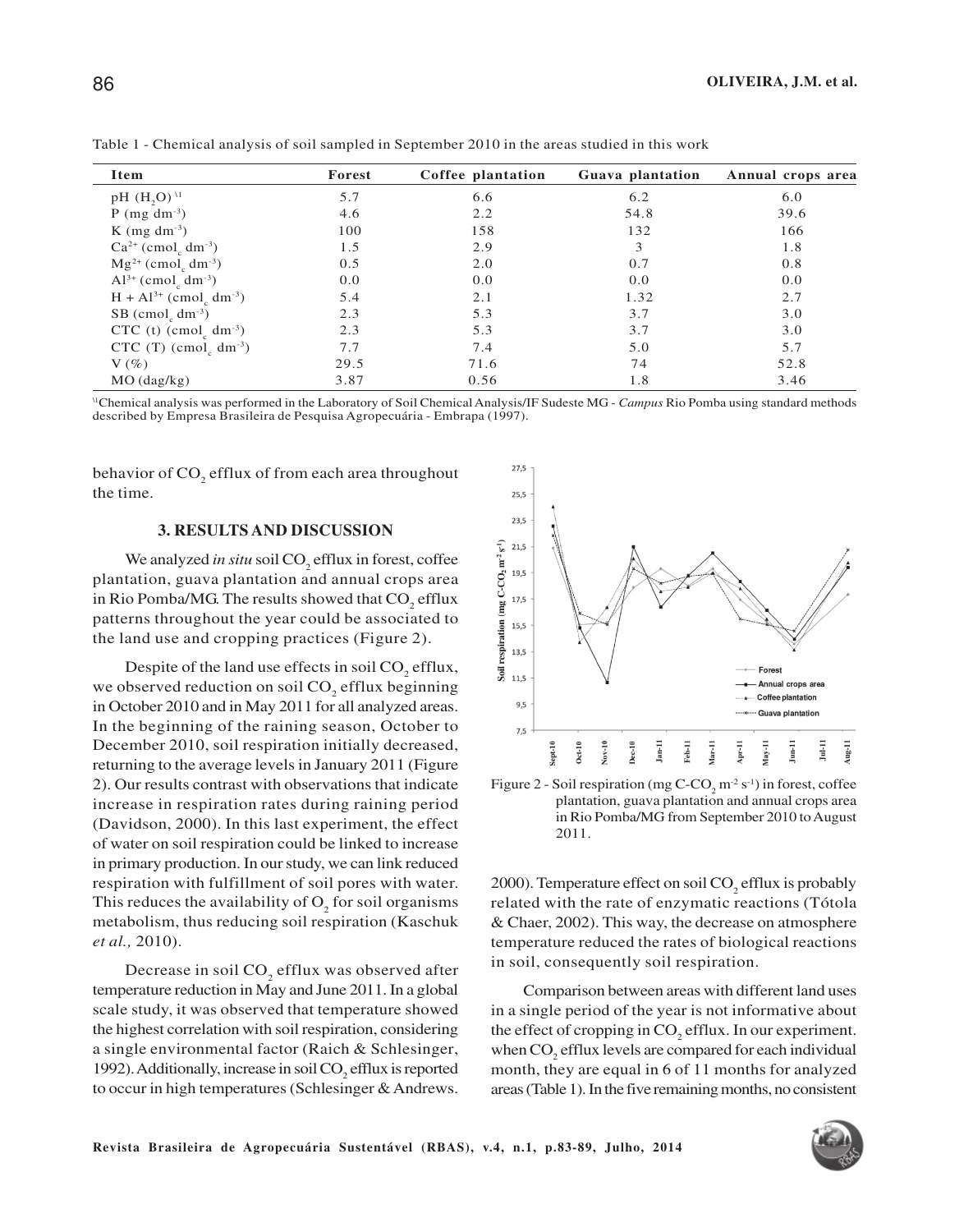Table 1 - Chemical analysis of soil sampled in September 2010 in the areas studied in this work

| Item | Forest | Coffee plantation | Guava plantation | Annual crops area |
|---|---|---|---|---|
| pH ($H_2O$) [1] | 5.7 | 6.6 | 6.2 | 6.0 |
| P (mg $dm^{-3}$) | 4.6 | 2.2 | 54.8 | 39.6 |
| K (mg $dm^{-3}$) | 100 | 158 | 132 | 166 |
| $Ca^{2+}$ ($cmol_c$ $dm^{-3}$) | 1.5 | 2.9 | 3 | 1.8 |
| $Mg^{2+}$ ($cmol_c$ $dm^{-3}$) | 0.5 | 2.0 | 0.7 | 0.8 |
| $Al^{3+}$ ($cmol_c$ $dm^{-3}$) | 0.0 | 0.0 | 0.0 | 0.0 |
| H + $Al^{3+}$ ($cmol_c$ $dm^{-3}$) | 5.4 | 2.1 | 1.32 | 2.7 |
| SB ($cmol_c$ $dm^{-3}$) | 2.3 | 5.3 | 3.7 | 3.0 |
| CTC (t) ($cmol_c$ $dm^{-3}$) | 2.3 | 5.3 | 3.7 | 3.0 |
| CTC (T) ($cmol_c$ $dm^{-3}$) | 7.7 | 7.4 | 5.0 | 5.7 |
| V (%) | 29.5 | 71.6 | 74 | 52.8 |
| MO (dag/kg) | 3.87 | 0.56 | 1.8 | 3.46 |

[1]Chemical analysis was performed in the Laboratory of Soil Chemical Analysis/IF Sudeste MG - *Campus* Rio Pomba using standard methods described by Empresa Brasileira de Pesquisa Agropecuária - Embrapa (1997).

behavior of $CO_2$ efflux of from each area throughout the time.

## 3. RESULTS AND DISCUSSION

We analyzed *in situ* soil $CO_2$ efflux in forest, coffee plantation, guava plantation and annual crops area in Rio Pomba/MG. The results showed that $CO_2$ efflux patterns throughout the year could be associated to the land use and cropping practices (Figure 2).

Despite of the land use effects in soil $CO_2$ efflux, we observed reduction on soil $CO_2$ efflux beginning in October 2010 and in May 2011 for all analyzed areas. In the beginning of the raining season, October to December 2010, soil respiration initially decreased, returning to the average levels in January 2011 (Figure 2). Our results contrast with observations that indicate increase in respiration rates during raining period (Davidson, 2000). In this last experiment, the effect of water on soil respiration could be linked to increase in primary production. In our study, we can link reduced respiration with fulfillment of soil pores with water. This reduces the availability of $O_2$ for soil organisms metabolism, thus reducing soil respiration (Kaschuk *et al.,* 2010).

Decrease in soil $CO_2$ efflux was observed after temperature reduction in May and June 2011. In a global scale study, it was observed that temperature showed the highest correlation with soil respiration, considering a single environmental factor (Raich & Schlesinger, 1992). Additionally, increase in soil $CO_2$ efflux is reported to occur in high temperatures (Schlesinger & Andrews. 2000). Temperature effect on soil $CO_2$ efflux is probably related with the rate of enzymatic reactions (Tótola & Chaer, 2002). This way, the decrease on atmosphere temperature reduced the rates of biological reactions in soil, consequently soil respiration.

Figure 2 - Soil respiration (mg C-$CO_2$ $m^{-2}$ $s^{-1}$) in forest, coffee plantation, guava plantation and annual crops area in Rio Pomba/MG from September 2010 to August 2011.

Comparison between areas with different land uses in a single period of the year is not informative about the effect of cropping in $CO_2$ efflux. In our experiment. when $CO_2$ efflux levels are compared for each individual month, they are equal in 6 of 11 months for analyzed areas (Table 1). In the five remaining months, no consistent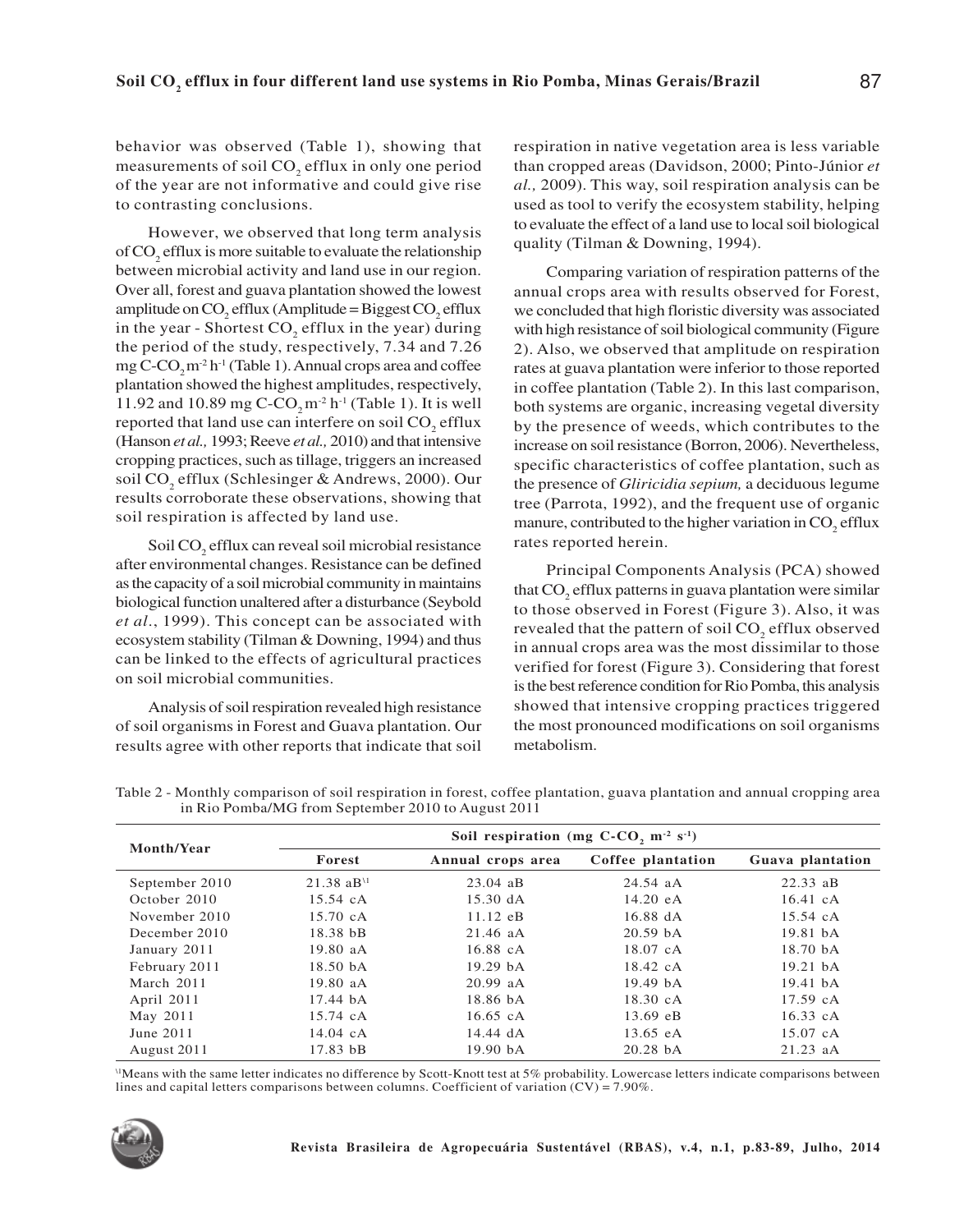behavior was observed (Table 1), showing that measurements of soil $CO_2$ efflux in only one period of the year are not informative and could give rise to contrasting conclusions.

However, we observed that long term analysis of $CO_2$ efflux is more suitable to evaluate the relationship between microbial activity and land use in our region. Over all, forest and guava plantation showed the lowest amplitude on $CO_2$ efflux (Amplitude = Biggest $CO_2$ efflux in the year - Shortest $CO_2$ efflux in the year) during the period of the study, respectively, 7.34 and 7.26 mg C-$CO_2$ m$^{-2}$ h$^{-1}$ (Table 1). Annual crops area and coffee plantation showed the highest amplitudes, respectively, 11.92 and 10.89 mg C-$CO_2$ m$^{-2}$ h$^{-1}$ (Table 1). It is well reported that land use can interfere on soil $CO_2$ efflux (Hanson *et al.,* 1993; Reeve *et al.,* 2010) and that intensive cropping practices, such as tillage, triggers an increased soil $CO_2$ efflux (Schlesinger & Andrews, 2000). Our results corroborate these observations, showing that soil respiration is affected by land use.

Soil $CO_2$ efflux can reveal soil microbial resistance after environmental changes. Resistance can be defined as the capacity of a soil microbial community in maintains biological function unaltered after a disturbance (Seybold *et al*., 1999). This concept can be associated with ecosystem stability (Tilman & Downing, 1994) and thus can be linked to the effects of agricultural practices on soil microbial communities.

Analysis of soil respiration revealed high resistance of soil organisms in Forest and Guava plantation. Our results agree with other reports that indicate that soil respiration in native vegetation area is less variable than cropped areas (Davidson, 2000; Pinto-Júnior *et al.,* 2009). This way, soil respiration analysis can be used as tool to verify the ecosystem stability, helping to evaluate the effect of a land use to local soil biological quality (Tilman & Downing, 1994).

Comparing variation of respiration patterns of the annual crops area with results observed for Forest, we concluded that high floristic diversity was associated with high resistance of soil biological community (Figure 2). Also, we observed that amplitude on respiration rates at guava plantation were inferior to those reported in coffee plantation (Table 2). In this last comparison, both systems are organic, increasing vegetal diversity by the presence of weeds, which contributes to the increase on soil resistance (Borron, 2006). Nevertheless, specific characteristics of coffee plantation, such as the presence of *Gliricidia sepium,* a deciduous legume tree (Parrota, 1992), and the frequent use of organic manure, contributed to the higher variation in $CO_2$ efflux rates reported herein.

Principal Components Analysis (PCA) showed that $CO_2$ efflux patterns in guava plantation were similar to those observed in Forest (Figure 3). Also, it was revealed that the pattern of soil $CO_2$ efflux observed in annual crops area was the most dissimilar to those verified for forest (Figure 3). Considering that forest is the best reference condition for Rio Pomba, this analysis showed that intensive cropping practices triggered the most pronounced modifications on soil organisms metabolism.

Table 2 - Monthly comparison of soil respiration in forest, coffee plantation, guava plantation and annual cropping area in Rio Pomba/MG from September 2010 to August 2011

| Month/Year | Soil respiration (mg C-$CO_2$ m$^{-2}$ s$^{-1}$) | | | |
|---|---|---|---|---|
| | Forest | Annual crops area | Coffee plantation | Guava plantation |
| September 2010 | 21.38 aB[1] | 23.04 aB | 24.54 aA | 22.33 aB |
| October 2010 | 15.54 cA | 15.30 dA | 14.20 eA | 16.41 cA |
| November 2010 | 15.70 cA | 11.12 eB | 16.88 dA | 15.54 cA |
| December 2010 | 18.38 bB | 21.46 aA | 20.59 bA | 19.81 bA |
| January 2011 | 19.80 aA | 16.88 cA | 18.07 cA | 18.70 bA |
| February 2011 | 18.50 bA | 19.29 bA | 18.42 cA | 19.21 bA |
| March 2011 | 19.80 aA | 20.99 aA | 19.49 bA | 19.41 bA |
| April 2011 | 17.44 bA | 18.86 bA | 18.30 cA | 17.59 cA |
| May 2011 | 15.74 cA | 16.65 cA | 13.69 eB | 16.33 cA |
| June 2011 | 14.04 cA | 14.44 dA | 13.65 eA | 15.07 cA |
| August 2011 | 17.83 bB | 19.90 bA | 20.28 bA | 21.23 aA |

[1]Means with the same letter indicates no difference by Scott-Knott test at 5% probability. Lowercase letters indicate comparisons between lines and capital letters comparisons between columns. Coefficient of variation (CV) = 7.90%.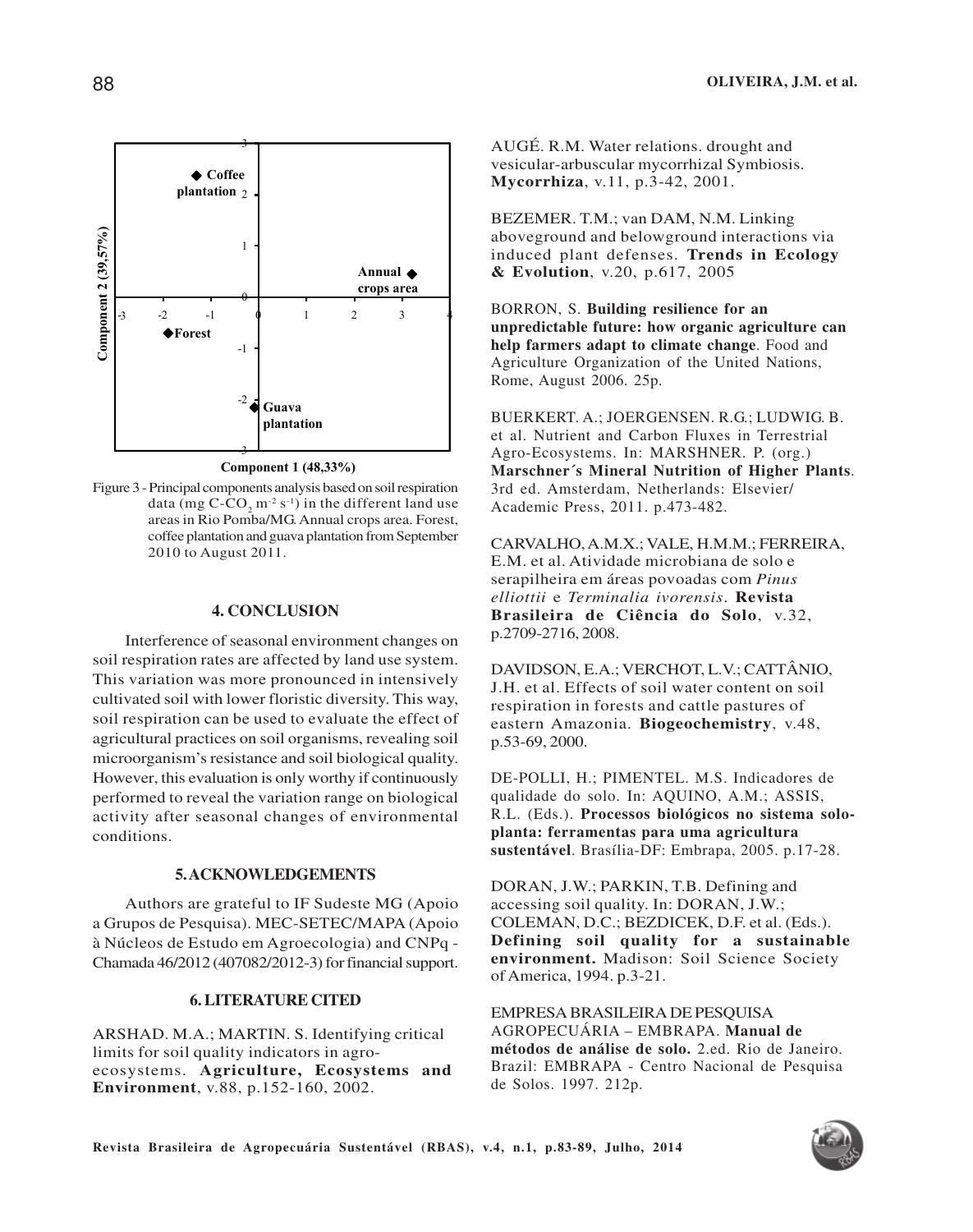Figure 3 - Principal components analysis based on soil respiration data (mg C-$CO_2$ $m^{-2}$ $s^{-1}$) in the different land use areas in Rio Pomba/MG. Annual crops area. Forest, coffee plantation and guava plantation from September 2010 to August 2011.

## 4. CONCLUSION

Interference of seasonal environment changes on soil respiration rates are affected by land use system. This variation was more pronounced in intensively cultivated soil with lower floristic diversity. This way, soil respiration can be used to evaluate the effect of agricultural practices on soil organisms, revealing soil microorganism's resistance and soil biological quality. However, this evaluation is only worthy if continuously performed to reveal the variation range on biological activity after seasonal changes of environmental conditions.

## 5. ACKNOWLEDGEMENTS

Authors are grateful to IF Sudeste MG (Apoio a Grupos de Pesquisa). MEC-SETEC/MAPA (Apoio à Núcleos de Estudo em Agroecologia) and CNPq - Chamada 46/2012 (407082/2012-3) for financial support.

## 6. LITERATURE CITED

ARSHAD. M.A.; MARTIN. S. Identifying critical limits for soil quality indicators in agro-ecosystems. **Agriculture, Ecosystems and Environment**, v.88, p.152-160, 2002.

AUGÉ. R.M. Water relations. drought and vesicular-arbuscular mycorrhizal Symbiosis. **Mycorrhiza**, v.11, p.3-42, 2001.

BEZEMER. T.M.; van DAM, N.M. Linking aboveground and belowground interactions via induced plant defenses. **Trends in Ecology & Evolution**, v.20, p.617, 2005

BORRON, S. **Building resilience for an unpredictable future: how organic agriculture can help farmers adapt to climate change**. Food and Agriculture Organization of the United Nations, Rome, August 2006. 25p.

BUERKERT. A.; JOERGENSEN. R.G.; LUDWIG. B. et al. Nutrient and Carbon Fluxes in Terrestrial Agro-Ecosystems. In: MARSHNER. P. (org.) **Marschner´s Mineral Nutrition of Higher Plants**. 3rd ed. Amsterdam, Netherlands: Elsevier/ Academic Press, 2011. p.473-482.

CARVALHO, A.M.X.; VALE, H.M.M.; FERREIRA, E.M. et al. Atividade microbiana de solo e serapilheira em áreas povoadas com *Pinus elliottii* e *Terminalia ivorensis*. **Revista Brasileira de Ciência do Solo**, v.32, p.2709-2716, 2008.

DAVIDSON, E.A.; VERCHOT, L.V.; CATTÂNIO, J.H. et al. Effects of soil water content on soil respiration in forests and cattle pastures of eastern Amazonia. **Biogeochemistry**, v.48, p.53-69, 2000.

DE-POLLI, H.; PIMENTEL. M.S. Indicadores de qualidade do solo. In: AQUINO, A.M.; ASSIS, R.L. (Eds.). **Processos biológicos no sistema solo-planta: ferramentas para uma agricultura sustentável**. Brasília-DF: Embrapa, 2005. p.17-28.

DORAN, J.W.; PARKIN, T.B. Defining and accessing soil quality. In: DORAN, J.W.; COLEMAN, D.C.; BEZDICEK, D.F. et al. (Eds.). **Defining soil quality for a sustainable environment.** Madison: Soil Science Society of America, 1994. p.3-21.

EMPRESA BRASILEIRA DE PESQUISA AGROPECUÁRIA – EMBRAPA. **Manual de métodos de análise de solo.** 2.ed. Rio de Janeiro. Brazil: EMBRAPA - Centro Nacional de Pesquisa de Solos. 1997. 212p.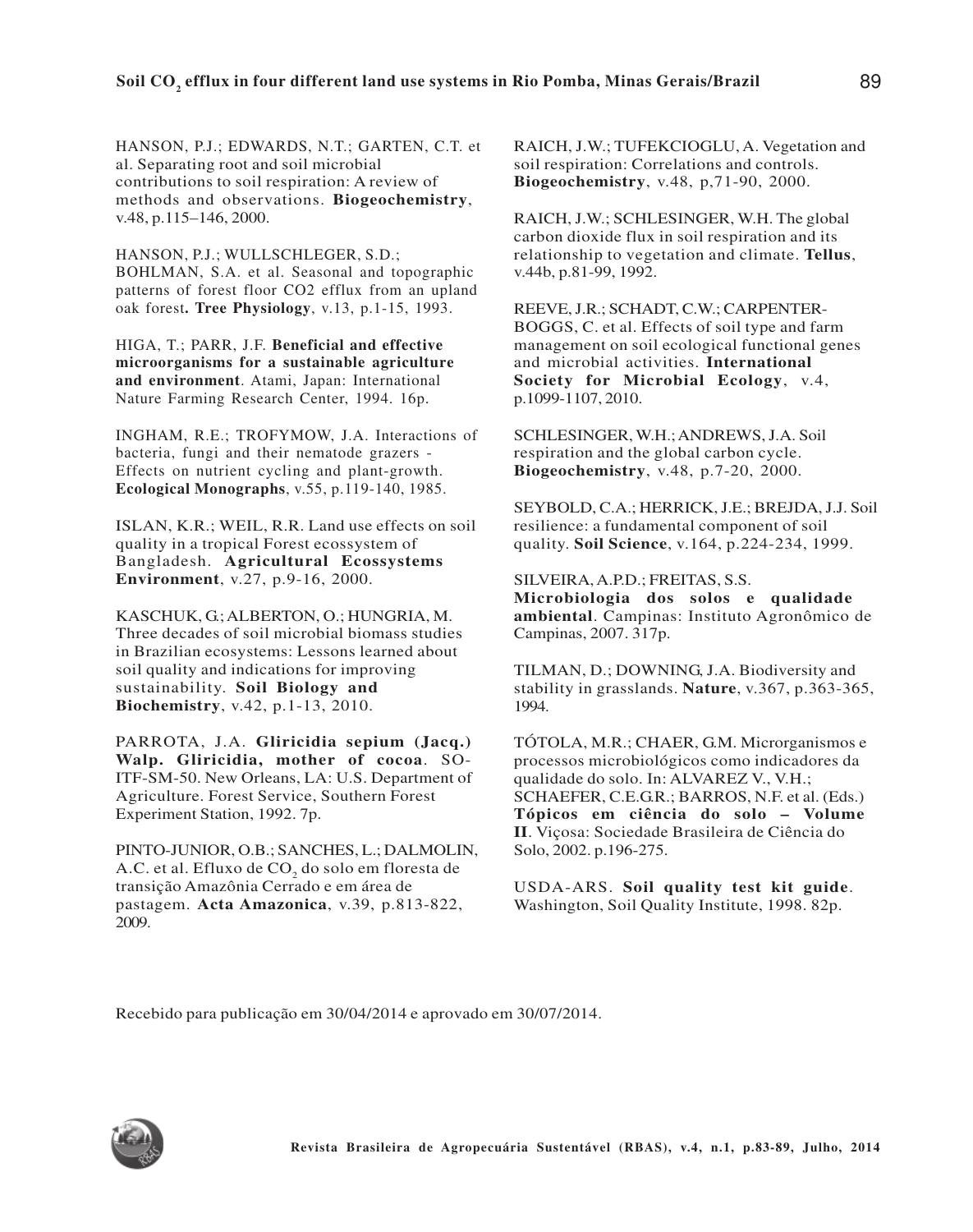HANSON, P.J.; EDWARDS, N.T.; GARTEN, C.T. et al. Separating root and soil microbial contributions to soil respiration: A review of methods and observations. **Biogeochemistry**, v.48, p.115–146, 2000.

HANSON, P.J.; WULLSCHLEGER, S.D.; BOHLMAN, S.A. et al. Seasonal and topographic patterns of forest floor CO2 efflux from an upland oak forest**. Tree Physiology**, v.13, p.1-15, 1993.

HIGA, T.; PARR, J.F. **Beneficial and effective microorganisms for a sustainable agriculture and environment**. Atami, Japan: International Nature Farming Research Center, 1994. 16p.

INGHAM, R.E.; TROFYMOW, J.A. Interactions of bacteria, fungi and their nematode grazers - Effects on nutrient cycling and plant-growth. **Ecological Monographs**, v.55, p.119-140, 1985.

ISLAN, K.R.; WEIL, R.R. Land use effects on soil quality in a tropical Forest ecossystem of Bangladesh. **Agricultural Ecossystems Environment**, v.27, p.9-16, 2000.

KASCHUK, G.; ALBERTON, O.; HUNGRIA, M. Three decades of soil microbial biomass studies in Brazilian ecosystems: Lessons learned about soil quality and indications for improving sustainability. **Soil Biology and Biochemistry**, v.42, p.1-13, 2010.

PARROTA, J.A. **Gliricidia sepium (Jacq.) Walp. Gliricidia, mother of cocoa**. SO-ITF-SM-50. New Orleans, LA: U.S. Department of Agriculture. Forest Service, Southern Forest Experiment Station, 1992. 7p.

PINTO-JUNIOR, O.B.; SANCHES, L.; DALMOLIN, A.C. et al. Efluxo de $CO_2$ do solo em floresta de transição Amazônia Cerrado e em área de pastagem. **Acta Amazonica**, v.39, p.813-822, 2009.

RAICH, J.W.; TUFEKCIOGLU, A. Vegetation and soil respiration: Correlations and controls. **Biogeochemistry**, v.48, p,71-90, 2000.

RAICH, J.W.; SCHLESINGER, W.H. The global carbon dioxide flux in soil respiration and its relationship to vegetation and climate. **Tellus**, v.44b, p.81-99, 1992.

REEVE, J.R.; SCHADT, C.W.; CARPENTER-BOGGS, C. et al. Effects of soil type and farm management on soil ecological functional genes and microbial activities. **International Society for Microbial Ecology**, v.4, p.1099-1107, 2010.

SCHLESINGER, W.H.; ANDREWS, J.A. Soil respiration and the global carbon cycle. **Biogeochemistry**, v.48, p.7-20, 2000.

SEYBOLD, C.A.; HERRICK, J.E.; BREJDA, J.J. Soil resilience: a fundamental component of soil quality. **Soil Science**, v.164, p.224-234, 1999.

SILVEIRA, A.P.D.; FREITAS, S.S. **Microbiologia dos solos e qualidade ambiental**. Campinas: Instituto Agronômico de Campinas, 2007. 317p.

TILMAN, D.; DOWNING, J.A. Biodiversity and stability in grasslands. **Nature**, v.367, p.363-365, 1994.

TÓTOLA, M.R.; CHAER, G.M. Microrganismos e processos microbiológicos como indicadores da qualidade do solo. In: ALVAREZ V., V.H.; SCHAEFER, C.E.G.R.; BARROS, N.F. et al. (Eds.) **Tópicos em ciência do solo – Volume II**. Viçosa: Sociedade Brasileira de Ciência do Solo, 2002. p.196-275.

USDA-ARS. **Soil quality test kit guide**. Washington, Soil Quality Institute, 1998. 82p.

Recebido para publicação em 30/04/2014 e aprovado em 30/07/2014.